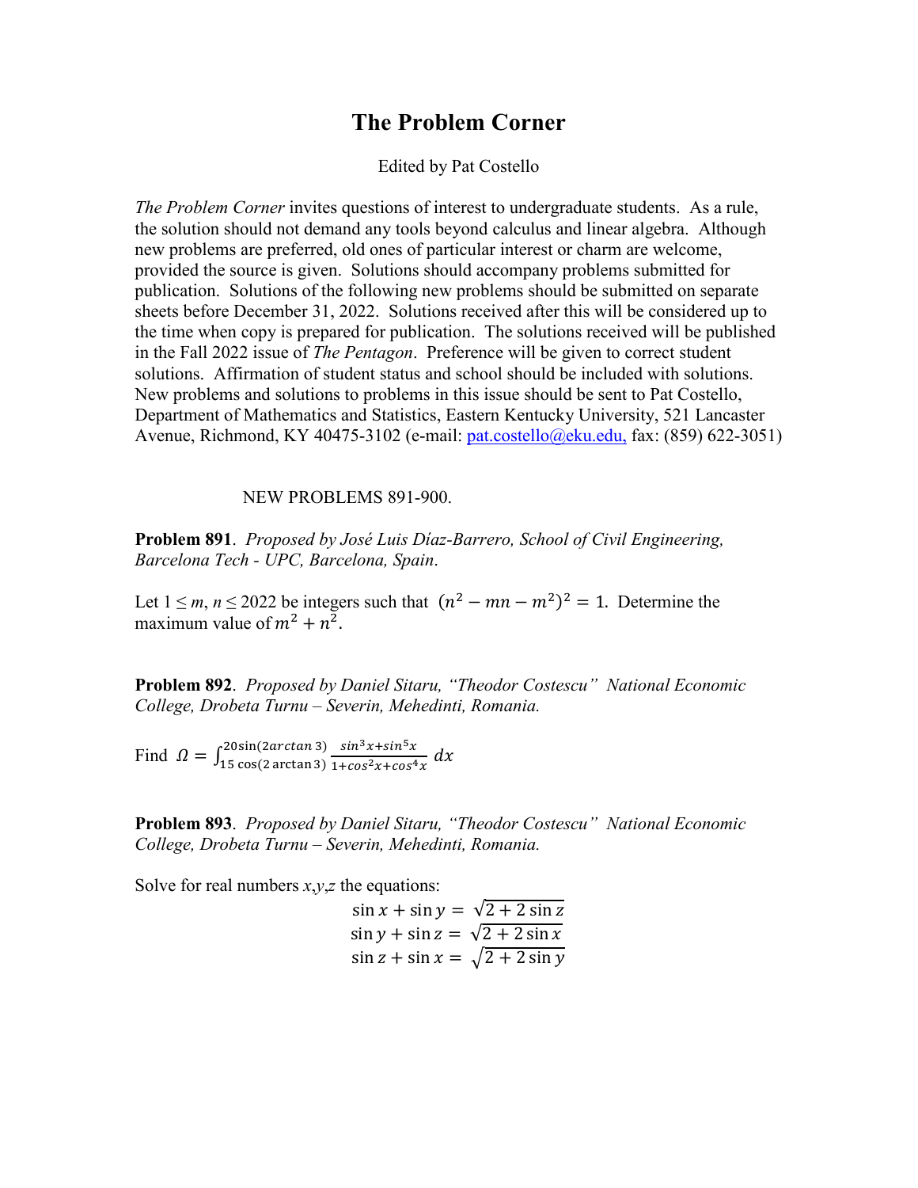# The Problem Corner

Edited by Pat Costello

*The Problem Corner* invites questions of interest to undergraduate students. As a rule, the solution should not demand any tools beyond calculus and linear algebra. Although new problems are preferred, old ones of particular interest or charm are welcome, provided the source is given. Solutions should accompany problems submitted for publication. Solutions of the following new problems should be submitted on separate sheets before December 31, 2022. Solutions received after this will be considered up to the time when copy is prepared for publication. The solutions received will be published in the Fall 2022 issue of *The Pentagon*. Preference will be given to correct student solutions. Affirmation of student status and school should be included with solutions. New problems and solutions to problems in this issue should be sent to Pat Costello, Department of Mathematics and Statistics, Eastern Kentucky University, 521 Lancaster Avenue, Richmond, KY 40475-3102 (e-mail: pat.costello@eku.edu, fax: (859) 622-3051)

NEW PROBLEMS 891-900.

**Problem 891**. *Proposed by José Luis Díaz-Barrero, School of Civil Engineering, Barcelona Tech - UPC, Barcelona, Spain*.

Let $1 \leq m, n \leq 2022$ be integers such that $(n^2 - mn - m^2)^2 = 1$. Determine the maximum value of $m^2 + n^2$.

**Problem 892**. *Proposed by Daniel Sitaru, "Theodor Costescu" National Economic College, Drobeta Turnu – Severin, Mehedinti, Romania.*

Find $\Omega = \int_{15\cos(2\arctan 3)}^{20\sin(2arctan\, 3)} \frac{sin^3 x + sin^5 x}{1 + cos^2 x + cos^4 x}\, dx$

**Problem 893**. *Proposed by Daniel Sitaru, "Theodor Costescu" National Economic College, Drobeta Turnu – Severin, Mehedinti, Romania.*

Solve for real numbers *x*,*y*,*z* the equations:

$$\sin x + \sin y = \sqrt{2 + 2\sin z}$$
$$\sin y + \sin z = \sqrt{2 + 2\sin x}$$
$$\sin z + \sin x = \sqrt{2 + 2\sin y}$$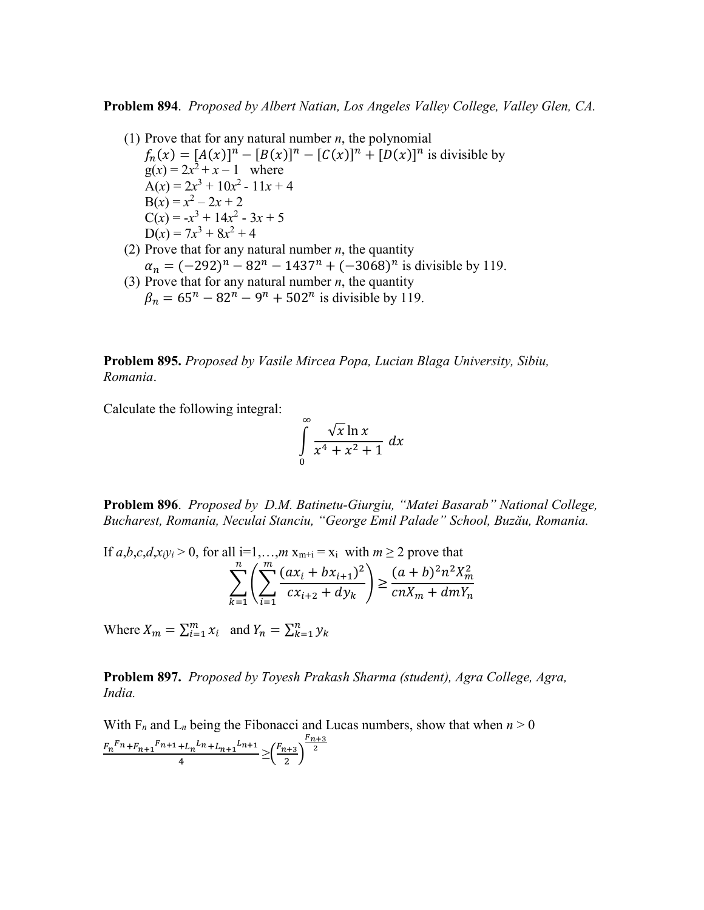**Problem 894**. *Proposed by Albert Natian, Los Angeles Valley College, Valley Glen, CA.*

(1) Prove that for any natural number $n$, the polynomial $f_n(x) = [A(x)]^n - [B(x)]^n - [C(x)]^n + [D(x)]^n$ is divisible by $g(x) = 2x^2 + x - 1$ where
$A(x) = 2x^3 + 10x^2 - 11x + 4$
$B(x) = x^2 - 2x + 2$
$C(x) = -x^3 + 14x^2 - 3x + 5$
$D(x) = 7x^3 + 8x^2 + 4$

(2) Prove that for any natural number $n$, the quantity $\alpha_n = (-292)^n - 82^n - 1437^n + (-3068)^n$ is divisible by 119.

(3) Prove that for any natural number $n$, the quantity $\beta_n = 65^n - 82^n - 9^n + 502^n$ is divisible by 119.

**Problem 895.** *Proposed by Vasile Mircea Popa, Lucian Blaga University, Sibiu, Romania*.

Calculate the following integral:

$$\int_0^\infty \frac{\sqrt{x}\ln x}{x^4 + x^2 + 1}\, dx$$

**Problem 896**. *Proposed by D.M. Batinetu-Giurgiu, "Matei Basarab" National College, Bucharest, Romania, Neculai Stanciu, "George Emil Palade" School, Buzău, Romania.*

If $a,b,c,d,x_i y_i > 0$, for all $i=1,\ldots,m$ $x_{m+i} = x_i$ with $m \geq 2$ prove that

$$\sum_{k=1}^{n}\left(\sum_{i=1}^{m}\frac{(ax_i + bx_{i+1})^2}{cx_{i+2} + dy_k}\right) \geq \frac{(a+b)^2 n^2 X_m^2}{cnX_m + dmY_n}$$

Where $X_m = \sum_{i=1}^{m} x_i$ and $Y_n = \sum_{k=1}^{n} y_k$

**Problem 897.** *Proposed by Toyesh Prakash Sharma (student), Agra College, Agra, India.*

With $F_n$ and $L_n$ being the Fibonacci and Lucas numbers, show that when $n > 0$

$$\frac{{F_n}^{F_n} + {F_{n+1}}^{F_{n+1}} + {L_n}^{L_n} + {L_{n+1}}^{L_{n+1}}}{4} \geq \left(\frac{F_{n+3}}{2}\right)^{\frac{F_{n+3}}{2}}$$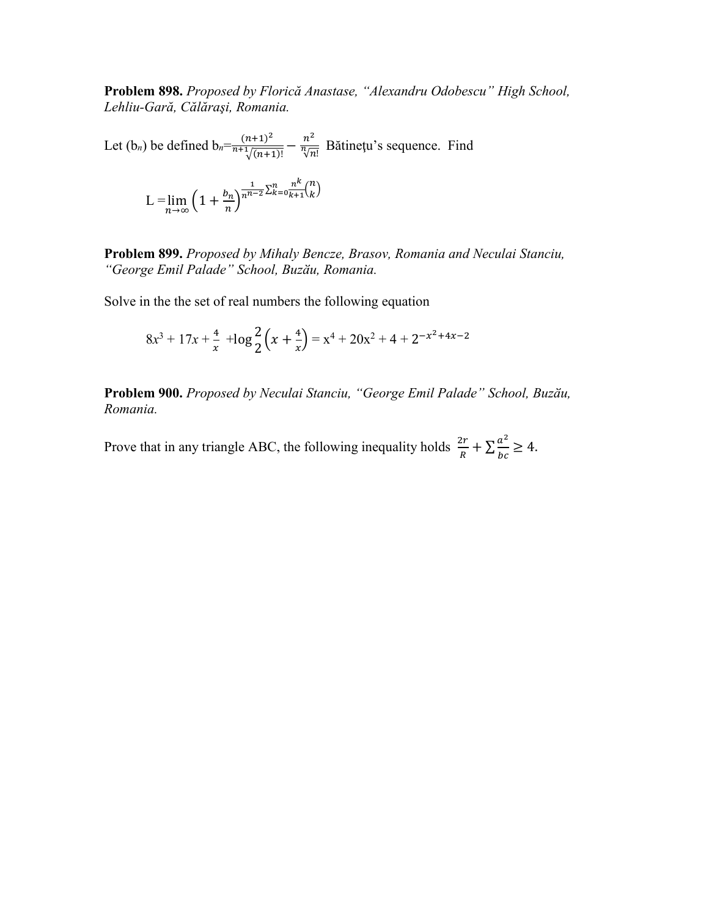**Problem 898.** *Proposed by Florică Anastase, "Alexandru Odobescu" High School, Lehliu-Gară, Călăraşi, Romania.*

Let ($b_n$) be defined $b_n = \frac{(n+1)^2}{\sqrt[n+1]{(n+1)!}} - \frac{n^2}{\sqrt[n]{n!}}$ Bătineţu's sequence. Find

$$L = \lim_{n\to\infty}\left(1+\frac{b_n}{n}\right)^{\frac{1}{n^{n-2}}\sum_{k=0}^{n}\frac{n^k}{k+1}\binom{n}{k}}$$

**Problem 899.** *Proposed by Mihaly Bencze, Brasov, Romania and Neculai Stanciu, "George Emil Palade" School, Buzău, Romania.*

Solve in the the set of real numbers the following equation

$$8x^3 + 17x + \frac{4}{x} + \log_2^2\left(x+\frac{4}{x}\right) = x^4 + 20x^2 + 4 + 2^{-x^2+4x-2}$$

**Problem 900.** *Proposed by Neculai Stanciu, "George Emil Palade" School, Buzău, Romania.*

Prove that in any triangle ABC, the following inequality holds $\frac{2r}{R} + \sum\frac{a^2}{bc} \geq 4.$